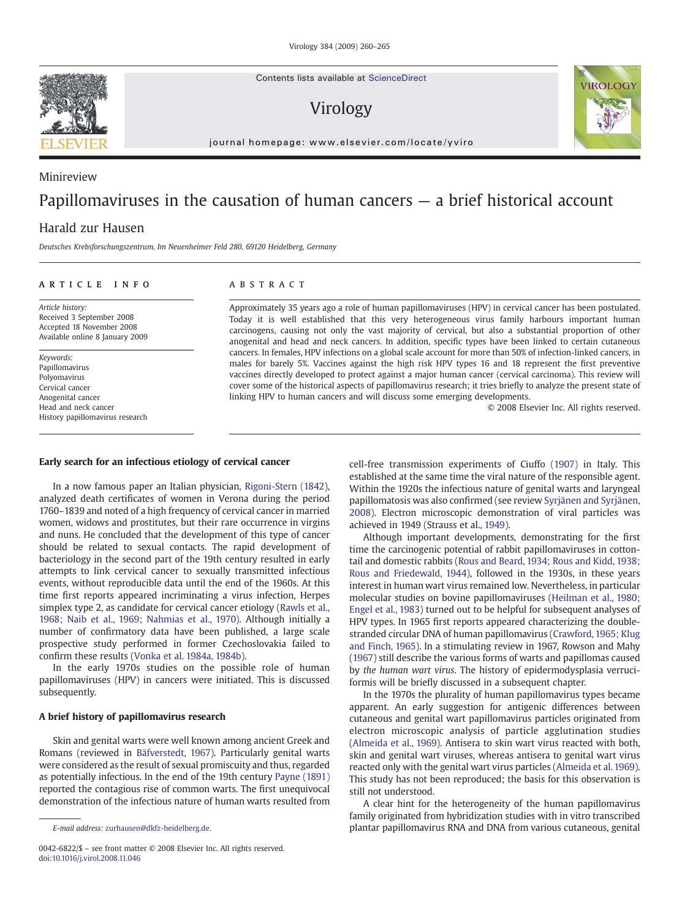Minireview

# Papillomaviruses in the causation of human cancers — a brief historical account

Harald zur Hausen

*Deutsches Krebsforschungszentrum, Im Neuenheimer Feld 280, 69120 Heidelberg, Germany*

**ARTICLE INFO**

*Article history:*
Received 3 September 2008
Accepted 18 November 2008
Available online 8 January 2009

*Keywords:*
Papillomavirus
Polyomavirus
Cervical cancer
Anogenital cancer
Head and neck cancer
History papillomavirus research

**ABSTRACT**

Approximately 35 years ago a role of human papillomaviruses (HPV) in cervical cancer has been postulated. Today it is well established that this very heterogeneous virus family harbours important human carcinogens, causing not only the vast majority of cervical, but also a substantial proportion of other anogenital and head and neck cancers. In addition, specific types have been linked to certain cutaneous cancers. In females, HPV infections on a global scale account for more than 50% of infection-linked cancers, in males for barely 5%. Vaccines against the high risk HPV types 16 and 18 represent the first preventive vaccines directly developed to protect against a major human cancer (cervical carcinoma). This review will cover some of the historical aspects of papillomavirus research; it tries briefly to analyze the present state of linking HPV to human cancers and will discuss some emerging developments.

© 2008 Elsevier Inc. All rights reserved.

## Early search for an infectious etiology of cervical cancer

In a now famous paper an Italian physician, Rigoni-Stern (1842), analyzed death certificates of women in Verona during the period 1760–1839 and noted of a high frequency of cervical cancer in married women, widows and prostitutes, but their rare occurrence in virgins and nuns. He concluded that the development of this type of cancer should be related to sexual contacts. The rapid development of bacteriology in the second part of the 19th century resulted in early attempts to link cervical cancer to sexually transmitted infectious events, without reproducible data until the end of the 1960s. At this time first reports appeared incriminating a virus infection, Herpes simplex type 2, as candidate for cervical cancer etiology (Rawls et al., 1968; Naib et al., 1969; Nahmias et al., 1970). Although initially a number of confirmatory data have been published, a large scale prospective study performed in former Czechoslovakia failed to confirm these results (Vonka et al. 1984a, 1984b).

In the early 1970s studies on the possible role of human papillomaviruses (HPV) in cancers were initiated. This is discussed subsequently.

## A brief history of papillomavirus research

Skin and genital warts were well known among ancient Greek and Romans (reviewed in Bäfverstedt, 1967). Particularly genital warts were considered as the result of sexual promiscuity and thus, regarded as potentially infectious. In the end of the 19th century Payne (1891) reported the contagious rise of common warts. The first unequivocal demonstration of the infectious nature of human warts resulted from cell-free transmission experiments of Ciuffo (1907) in Italy. This established at the same time the viral nature of the responsible agent. Within the 1920s the infectious nature of genital warts and laryngeal papillomatosis was also confirmed (see review Syrjänen and Syrjänen, 2008). Electron microscopic demonstration of viral particles was achieved in 1949 (Strauss et al., 1949).

Although important developments, demonstrating for the first time the carcinogenic potential of rabbit papillomaviruses in cottontail and domestic rabbits (Rous and Beard, 1934; Rous and Kidd, 1938; Rous and Friedewald, 1944), followed in the 1930s, in these years interest in human wart virus remained low. Nevertheless, in particular molecular studies on bovine papillomaviruses (Heilman et al., 1980; Engel et al., 1983) turned out to be helpful for subsequent analyses of HPV types. In 1965 first reports appeared characterizing the double-stranded circular DNA of human papillomavirus (Crawford, 1965; Klug and Finch, 1965). In a stimulating review in 1967, Rowson and Mahy (1967) still describe the various forms of warts and papillomas caused by *the human wart virus*. The history of epidermodysplasia verruciformis will be briefly discussed in a subsequent chapter.

In the 1970s the plurality of human papillomavirus types became apparent. An early suggestion for antigenic differences between cutaneous and genital wart papillomavirus particles originated from electron microscopic analysis of particle agglutination studies (Almeida et al., 1969). Antisera to skin wart virus reacted with both, skin and genital wart viruses, whereas antisera to genital wart virus reacted only with the genital wart virus particles (Almeida et al. 1969). This study has not been reproduced; the basis for this observation is still not understood.

A clear hint for the heterogeneity of the human papillomavirus family originated from hybridization studies with in vitro transcribed plantar papillomavirus RNA and DNA from various cutaneous, genital

E-mail address: zurhausen@dkfz-heidelberg.de.

0042-6822/$ – see front matter © 2008 Elsevier Inc. All rights reserved.
doi:10.1016/j.virol.2008.11.046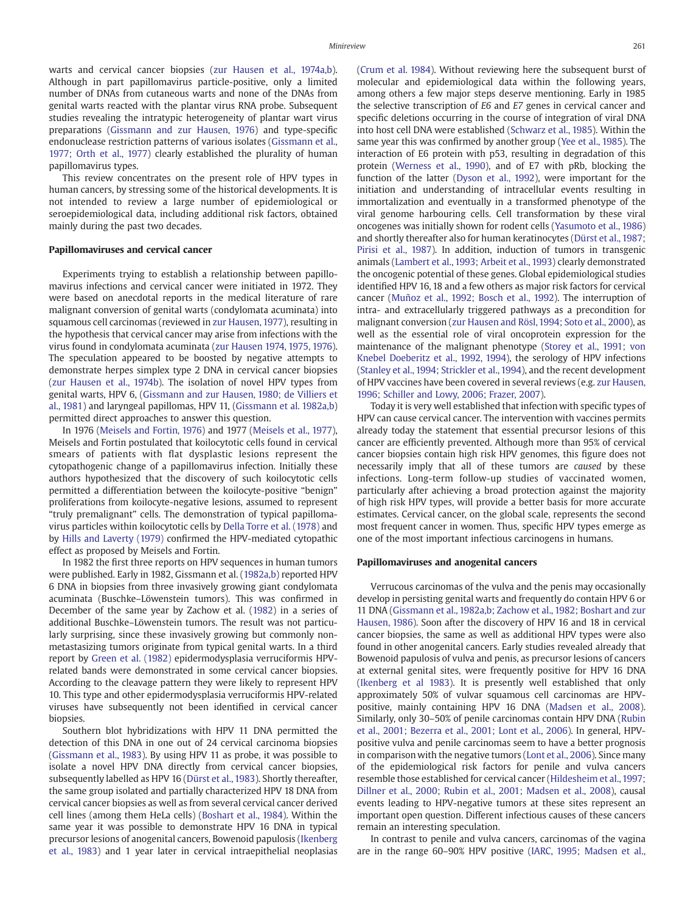warts and cervical cancer biopsies (zur Hausen et al., 1974a,b). Although in part papillomavirus particle-positive, only a limited number of DNAs from cutaneous warts and none of the DNAs from genital warts reacted with the plantar virus RNA probe. Subsequent studies revealing the intratypic heterogeneity of plantar wart virus preparations (Gissmann and zur Hausen, 1976) and type-specific endonuclease restriction patterns of various isolates (Gissmann et al., 1977; Orth et al., 1977) clearly established the plurality of human papillomavirus types.

This review concentrates on the present role of HPV types in human cancers, by stressing some of the historical developments. It is not intended to review a large number of epidemiological or seroepidemiological data, including additional risk factors, obtained mainly during the past two decades.

### Papillomaviruses and cervical cancer

Experiments trying to establish a relationship between papillomavirus infections and cervical cancer were initiated in 1972. They were based on anecdotal reports in the medical literature of rare malignant conversion of genital warts (condylomata acuminata) into squamous cell carcinomas (reviewed in zur Hausen, 1977), resulting in the hypothesis that cervical cancer may arise from infections with the virus found in condylomata acuminata (zur Hausen 1974, 1975, 1976). The speculation appeared to be boosted by negative attempts to demonstrate herpes simplex type 2 DNA in cervical cancer biopsies (zur Hausen et al., 1974b). The isolation of novel HPV types from genital warts, HPV 6, (Gissmann and zur Hausen, 1980; de Villiers et al., 1981) and laryngeal papillomas, HPV 11, (Gissmann et al. 1982a,b) permitted direct approaches to answer this question.

In 1976 (Meisels and Fortin, 1976) and 1977 (Meisels et al., 1977), Meisels and Fortin postulated that koilocytotic cells found in cervical smears of patients with flat dysplastic lesions represent the cytopathogenic change of a papillomavirus infection. Initially these authors hypothesized that the discovery of such koilocytotic cells permitted a differentiation between the koilocyte-positive "benign" proliferations from koilocyte-negative lesions, assumed to represent "truly premalignant" cells. The demonstration of typical papillomavirus particles within koilocytotic cells by Della Torre et al. (1978) and by Hills and Laverty (1979) confirmed the HPV-mediated cytopathic effect as proposed by Meisels and Fortin.

In 1982 the first three reports on HPV sequences in human tumors were published. Early in 1982, Gissmann et al. (1982a,b) reported HPV 6 DNA in biopsies from three invasively growing giant condylomata acuminata (Buschke–Löwenstein tumors). This was confirmed in December of the same year by Zachow et al. (1982) in a series of additional Buschke–Löwenstein tumors. The result was not particularly surprising, since these invasively growing but commonly non-metastasizing tumors originate from typical genital warts. In a third report by Green et al. (1982) epidermodysplasia verruciformis HPV-related bands were demonstrated in some cervical cancer biopsies. According to the cleavage pattern they were likely to represent HPV 10. This type and other epidermodysplasia verruciformis HPV-related viruses have subsequently not been identified in cervical cancer biopsies.

Southern blot hybridizations with HPV 11 DNA permitted the detection of this DNA in one out of 24 cervical carcinoma biopsies (Gissmann et al., 1983). By using HPV 11 as probe, it was possible to isolate a novel HPV DNA directly from cervical cancer biopsies, subsequently labelled as HPV 16 (Dürst et al., 1983). Shortly thereafter, the same group isolated and partially characterized HPV 18 DNA from cervical cancer biopsies as well as from several cervical cancer derived cell lines (among them HeLa cells) (Boshart et al., 1984). Within the same year it was possible to demonstrate HPV 16 DNA in typical precursor lesions of anogenital cancers, Bowenoid papulosis (Ikenberg et al., 1983) and 1 year later in cervical intraepithelial neoplasias (Crum et al. 1984). Without reviewing here the subsequent burst of molecular and epidemiological data within the following years, among others a few major steps deserve mentioning. Early in 1985 the selective transcription of *E6* and *E7* genes in cervical cancer and specific deletions occurring in the course of integration of viral DNA into host cell DNA were established (Schwarz et al., 1985). Within the same year this was confirmed by another group (Yee et al., 1985). The interaction of E6 protein with p53, resulting in degradation of this protein (Werness et al., 1990), and of E7 with pRb, blocking the function of the latter (Dyson et al., 1992), were important for the initiation and understanding of intracellular events resulting in immortalization and eventually in a transformed phenotype of the viral genome harbouring cells. Cell transformation by these viral oncogenes was initially shown for rodent cells (Yasumoto et al., 1986) and shortly thereafter also for human keratinocytes (Dürst et al., 1987; Pirisi et al., 1987). In addition, induction of tumors in transgenic animals (Lambert et al., 1993; Arbeit et al., 1993) clearly demonstrated the oncogenic potential of these genes. Global epidemiological studies identified HPV 16, 18 and a few others as major risk factors for cervical cancer (Muñoz et al., 1992; Bosch et al., 1992). The interruption of intra- and extracellularly triggered pathways as a precondition for malignant conversion (zur Hausen and Rösl, 1994; Soto et al., 2000), as well as the essential role of viral oncoprotein expression for the maintenance of the malignant phenotype (Storey et al., 1991; von Knebel Doeberitz et al., 1992, 1994), the serology of HPV infections (Stanley et al., 1994; Strickler et al., 1994), and the recent development of HPV vaccines have been covered in several reviews (e.g. zur Hausen, 1996; Schiller and Lowy, 2006; Frazer, 2007).

Today it is very well established that infection with specific types of HPV can cause cervical cancer. The intervention with vaccines permits already today the statement that essential precursor lesions of this cancer are efficiently prevented. Although more than 95% of cervical cancer biopsies contain high risk HPV genomes, this figure does not necessarily imply that all of these tumors are *caused* by these infections. Long-term follow-up studies of vaccinated women, particularly after achieving a broad protection against the majority of high risk HPV types, will provide a better basis for more accurate estimates. Cervical cancer, on the global scale, represents the second most frequent cancer in women. Thus, specific HPV types emerge as one of the most important infectious carcinogens in humans.

### Papillomaviruses and anogenital cancers

Verrucous carcinomas of the vulva and the penis may occasionally develop in persisting genital warts and frequently do contain HPV 6 or 11 DNA (Gissmann et al., 1982a,b; Zachow et al., 1982; Boshart and zur Hausen, 1986). Soon after the discovery of HPV 16 and 18 in cervical cancer biopsies, the same as well as additional HPV types were also found in other anogenital cancers. Early studies revealed already that Bowenoid papulosis of vulva and penis, as precursor lesions of cancers at external genital sites, were frequently positive for HPV 16 DNA (Ikenberg et al 1983). It is presently well established that only approximately 50% of vulvar squamous cell carcinomas are HPV-positive, mainly containing HPV 16 DNA (Madsen et al., 2008). Similarly, only 30–50% of penile carcinomas contain HPV DNA (Rubin et al., 2001; Bezerra et al., 2001; Lont et al., 2006). In general, HPV-positive vulva and penile carcinomas seem to have a better prognosis in comparison with the negative tumors (Lont et al., 2006). Since many of the epidemiological risk factors for penile and vulva cancers resemble those established for cervical cancer (Hildesheim et al., 1997; Dillner et al., 2000; Rubin et al., 2001; Madsen et al., 2008), causal events leading to HPV-negative tumors at these sites represent an important open question. Different infectious causes of these cancers remain an interesting speculation.

In contrast to penile and vulva cancers, carcinomas of the vagina are in the range 60–90% HPV positive (IARC, 1995; Madsen et al.,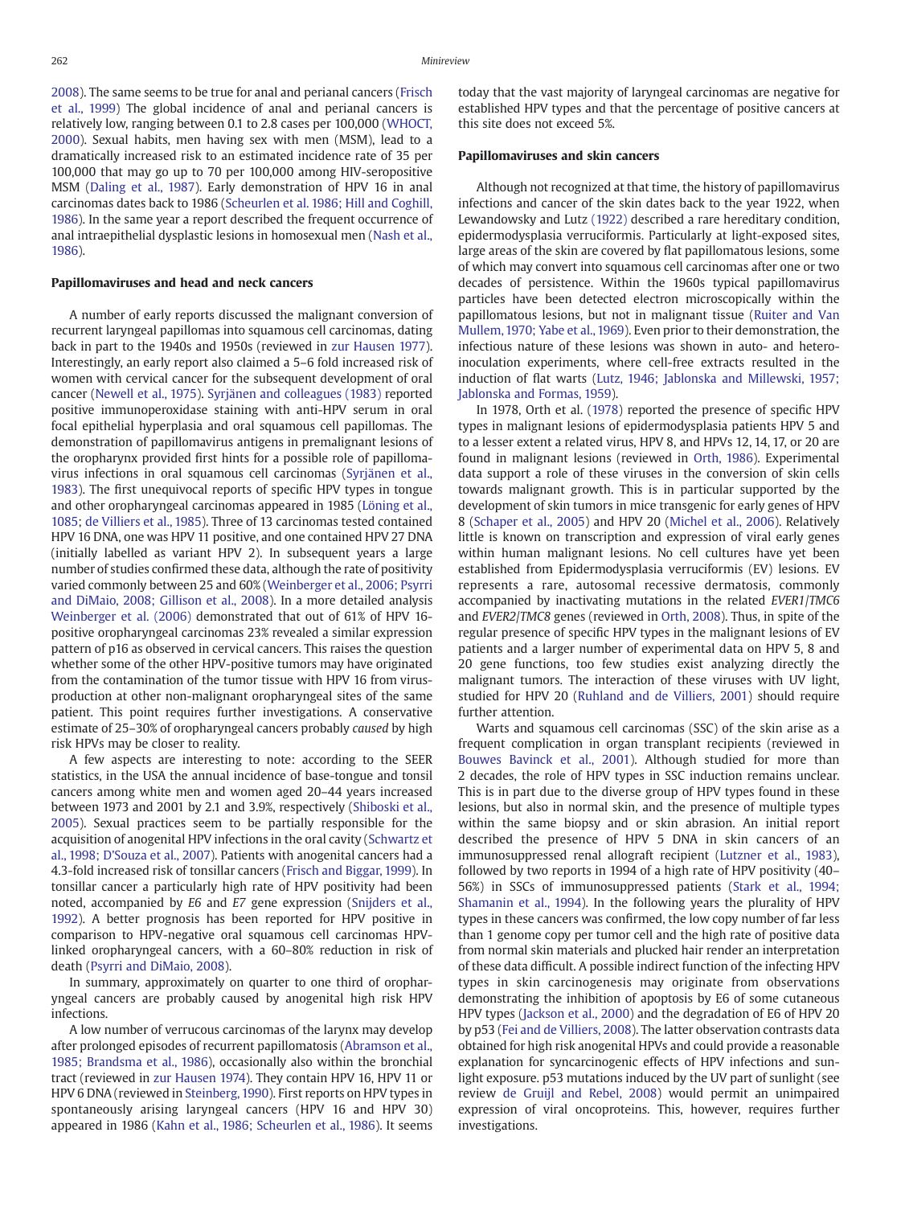2008). The same seems to be true for anal and perianal cancers (Frisch et al., 1999) The global incidence of anal and perianal cancers is relatively low, ranging between 0.1 to 2.8 cases per 100,000 (WHOCT, 2000). Sexual habits, men having sex with men (MSM), lead to a dramatically increased risk to an estimated incidence rate of 35 per 100,000 that may go up to 70 per 100,000 among HIV-seropositive MSM (Daling et al., 1987). Early demonstration of HPV 16 in anal carcinomas dates back to 1986 (Scheurlen et al. 1986; Hill and Coghill, 1986). In the same year a report described the frequent occurrence of anal intraepithelial dysplastic lesions in homosexual men (Nash et al., 1986).

## Papillomaviruses and head and neck cancers

A number of early reports discussed the malignant conversion of recurrent laryngeal papillomas into squamous cell carcinomas, dating back in part to the 1940s and 1950s (reviewed in zur Hausen 1977). Interestingly, an early report also claimed a 5–6 fold increased risk of women with cervical cancer for the subsequent development of oral cancer (Newell et al., 1975). Syrjänen and colleagues (1983) reported positive immunoperoxidase staining with anti-HPV serum in oral focal epithelial hyperplasia and oral squamous cell papillomas. The demonstration of papillomavirus antigens in premalignant lesions of the oropharynx provided first hints for a possible role of papillomavirus infections in oral squamous cell carcinomas (Syrjänen et al., 1983). The first unequivocal reports of specific HPV types in tongue and other oropharyngeal carcinomas appeared in 1985 (Löning et al., 1085; de Villiers et al., 1985). Three of 13 carcinomas tested contained HPV 16 DNA, one was HPV 11 positive, and one contained HPV 27 DNA (initially labelled as variant HPV 2). In subsequent years a large number of studies confirmed these data, although the rate of positivity varied commonly between 25 and 60% (Weinberger et al., 2006; Psyrri and DiMaio, 2008; Gillison et al., 2008). In a more detailed analysis Weinberger et al. (2006) demonstrated that out of 61% of HPV 16-positive oropharyngeal carcinomas 23% revealed a similar expression pattern of p16 as observed in cervical cancers. This raises the question whether some of the other HPV-positive tumors may have originated from the contamination of the tumor tissue with HPV 16 from virus-production at other non-malignant oropharyngeal sites of the same patient. This point requires further investigations. A conservative estimate of 25–30% of oropharyngeal cancers probably *caused* by high risk HPVs may be closer to reality.

A few aspects are interesting to note: according to the SEER statistics, in the USA the annual incidence of base-tongue and tonsil cancers among white men and women aged 20–44 years increased between 1973 and 2001 by 2.1 and 3.9%, respectively (Shiboski et al., 2005). Sexual practices seem to be partially responsible for the acquisition of anogenital HPV infections in the oral cavity (Schwartz et al., 1998; D'Souza et al., 2007). Patients with anogenital cancers had a 4.3-fold increased risk of tonsillar cancers (Frisch and Biggar, 1999). In tonsillar cancer a particularly high rate of HPV positivity had been noted, accompanied by *E6* and *E7* gene expression (Snijders et al., 1992). A better prognosis has been reported for HPV positive in comparison to HPV-negative oral squamous cell carcinomas HPV-linked oropharyngeal cancers, with a 60–80% reduction in risk of death (Psyrri and DiMaio, 2008).

In summary, approximately on quarter to one third of oropharyngeal cancers are probably caused by anogenital high risk HPV infections.

A low number of verrucous carcinomas of the larynx may develop after prolonged episodes of recurrent papillomatosis (Abramson et al., 1985; Brandsma et al., 1986), occasionally also within the bronchial tract (reviewed in zur Hausen 1974). They contain HPV 16, HPV 11 or HPV 6 DNA (reviewed in Steinberg, 1990). First reports on HPV types in spontaneously arising laryngeal cancers (HPV 16 and HPV 30) appeared in 1986 (Kahn et al., 1986; Scheurlen et al., 1986). It seems today that the vast majority of laryngeal carcinomas are negative for established HPV types and that the percentage of positive cancers at this site does not exceed 5%.

## Papillomaviruses and skin cancers

Although not recognized at that time, the history of papillomavirus infections and cancer of the skin dates back to the year 1922, when Lewandowsky and Lutz (1922) described a rare hereditary condition, epidermodysplasia verruciformis. Particularly at light-exposed sites, large areas of the skin are covered by flat papillomatous lesions, some of which may convert into squamous cell carcinomas after one or two decades of persistence. Within the 1960s typical papillomavirus particles have been detected electron microscopically within the papillomatous lesions, but not in malignant tissue (Ruiter and Van Mullem, 1970; Yabe et al., 1969). Even prior to their demonstration, the infectious nature of these lesions was shown in auto- and hetero-inoculation experiments, where cell-free extracts resulted in the induction of flat warts (Lutz, 1946; Jablonska and Millewski, 1957; Jablonska and Formas, 1959).

In 1978, Orth et al. (1978) reported the presence of specific HPV types in malignant lesions of epidermodysplasia patients HPV 5 and to a lesser extent a related virus, HPV 8, and HPVs 12, 14, 17, or 20 are found in malignant lesions (reviewed in Orth, 1986). Experimental data support a role of these viruses in the conversion of skin cells towards malignant growth. This is in particular supported by the development of skin tumors in mice transgenic for early genes of HPV 8 (Schaper et al., 2005) and HPV 20 (Michel et al., 2006). Relatively little is known on transcription and expression of viral early genes within human malignant lesions. No cell cultures have yet been established from Epidermodysplasia verruciformis (EV) lesions. EV represents a rare, autosomal recessive dermatosis, commonly accompanied by inactivating mutations in the related *EVER1/TMC6* and *EVER2/TMC8* genes (reviewed in Orth, 2008). Thus, in spite of the regular presence of specific HPV types in the malignant lesions of EV patients and a larger number of experimental data on HPV 5, 8 and 20 gene functions, too few studies exist analyzing directly the malignant tumors. The interaction of these viruses with UV light, studied for HPV 20 (Ruhland and de Villiers, 2001) should require further attention.

Warts and squamous cell carcinomas (SSC) of the skin arise as a frequent complication in organ transplant recipients (reviewed in Bouwes Bavinck et al., 2001). Although studied for more than 2 decades, the role of HPV types in SSC induction remains unclear. This is in part due to the diverse group of HPV types found in these lesions, but also in normal skin, and the presence of multiple types within the same biopsy and or skin abrasion. An initial report described the presence of HPV 5 DNA in skin cancers of an immunosuppressed renal allograft recipient (Lutzner et al., 1983), followed by two reports in 1994 of a high rate of HPV positivity (40–56%) in SSCs of immunosuppressed patients (Stark et al., 1994; Shamanin et al., 1994). In the following years the plurality of HPV types in these cancers was confirmed, the low copy number of far less than 1 genome copy per tumor cell and the high rate of positive data from normal skin materials and plucked hair render an interpretation of these data difficult. A possible indirect function of the infecting HPV types in skin carcinogenesis may originate from observations demonstrating the inhibition of apoptosis by E6 of some cutaneous HPV types (Jackson et al., 2000) and the degradation of E6 of HPV 20 by p53 (Fei and de Villiers, 2008). The latter observation contrasts data obtained for high risk anogenital HPVs and could provide a reasonable explanation for syncarcinogenic effects of HPV infections and sunlight exposure. p53 mutations induced by the UV part of sunlight (see review de Gruijl and Rebel, 2008) would permit an unimpaired expression of viral oncoproteins. This, however, requires further investigations.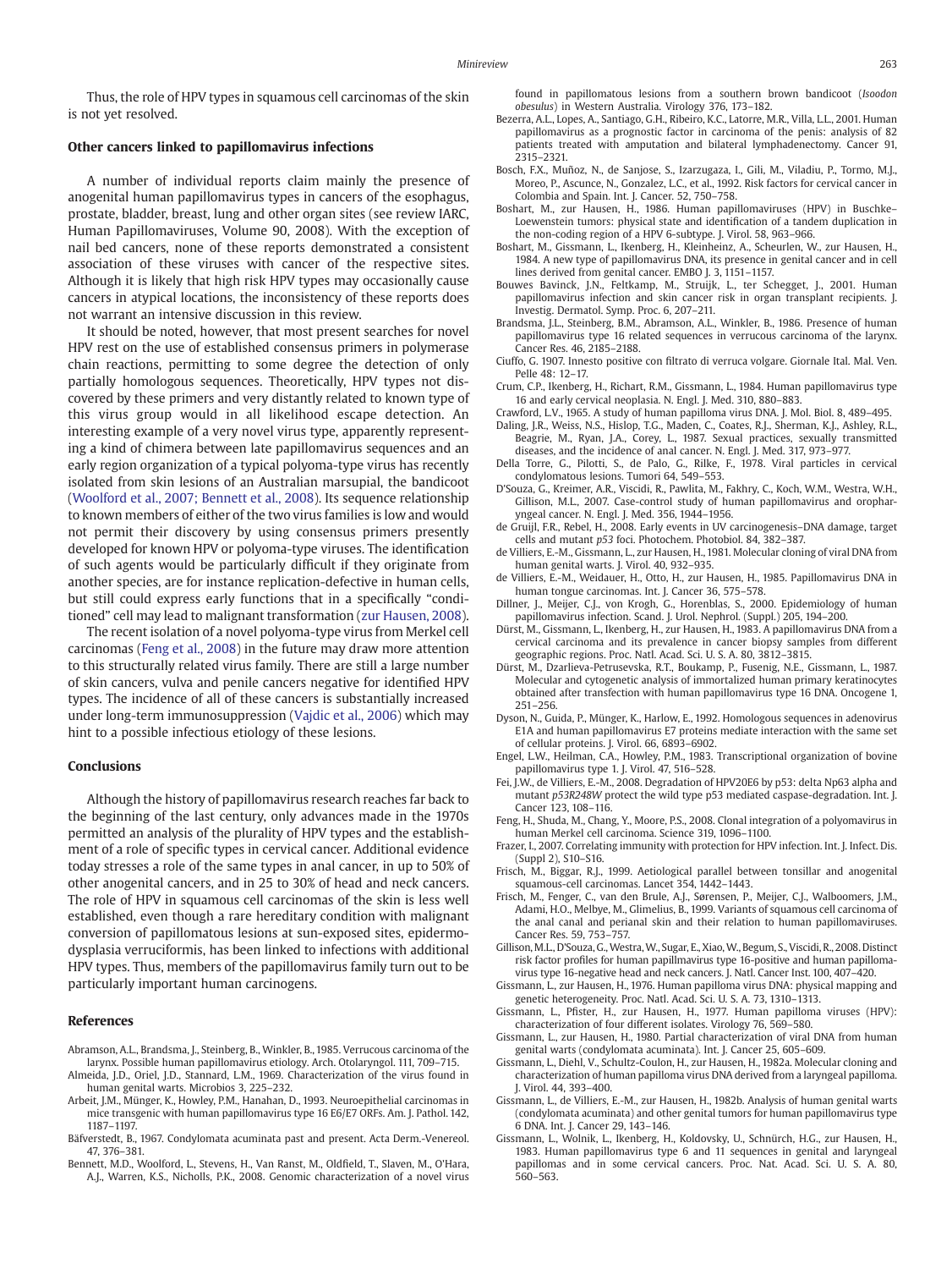Thus, the role of HPV types in squamous cell carcinomas of the skin is not yet resolved.

## Other cancers linked to papillomavirus infections

A number of individual reports claim mainly the presence of anogenital human papillomavirus types in cancers of the esophagus, prostate, bladder, breast, lung and other organ sites (see review IARC, Human Papillomaviruses, Volume 90, 2008). With the exception of nail bed cancers, none of these reports demonstrated a consistent association of these viruses with cancer of the respective sites. Although it is likely that high risk HPV types may occasionally cause cancers in atypical locations, the inconsistency of these reports does not warrant an intensive discussion in this review.

It should be noted, however, that most present searches for novel HPV rest on the use of established consensus primers in polymerase chain reactions, permitting to some degree the detection of only partially homologous sequences. Theoretically, HPV types not discovered by these primers and very distantly related to known type of this virus group would in all likelihood escape detection. An interesting example of a very novel virus type, apparently representing a kind of chimera between late papillomavirus sequences and an early region organization of a typical polyoma-type virus has recently isolated from skin lesions of an Australian marsupial, the bandicoot (Woolford et al., 2007; Bennett et al., 2008). Its sequence relationship to known members of either of the two virus families is low and would not permit their discovery by using consensus primers presently developed for known HPV or polyoma-type viruses. The identification of such agents would be particularly difficult if they originate from another species, are for instance replication-defective in human cells, but still could express early functions that in a specifically "conditioned" cell may lead to malignant transformation (zur Hausen, 2008).

The recent isolation of a novel polyoma-type virus from Merkel cell carcinomas (Feng et al., 2008) in the future may draw more attention to this structurally related virus family. There are still a large number of skin cancers, vulva and penile cancers negative for identified HPV types. The incidence of all of these cancers is substantially increased under long-term immunosuppression (Vajdic et al., 2006) which may hint to a possible infectious etiology of these lesions.

## Conclusions

Although the history of papillomavirus research reaches far back to the beginning of the last century, only advances made in the 1970s permitted an analysis of the plurality of HPV types and the establishment of a role of specific types in cervical cancer. Additional evidence today stresses a role of the same types in anal cancer, in up to 50% of other anogenital cancers, and in 25 to 30% of head and neck cancers. The role of HPV in squamous cell carcinomas of the skin is less well established, even though a rare hereditary condition with malignant conversion of papillomatous lesions at sun-exposed sites, epidermodysplasia verruciformis, has been linked to infections with additional HPV types. Thus, members of the papillomavirus family turn out to be particularly important human carcinogens.

## References

Abramson, A.L., Brandsma, J., Steinberg, B., Winkler, B., 1985. Verrucous carcinoma of the larynx. Possible human papillomavirus etiology. Arch. Otolaryngol. 111, 709–715.

Almeida, J.D., Oriel, J.D., Stannard, L.M., 1969. Characterization of the virus found in human genital warts. Microbios 3, 225–232.

Arbeit, J.M., Münger, K., Howley, P.M., Hanahan, D., 1993. Neuroepithelial carcinomas in mice transgenic with human papillomavirus type 16 E6/E7 ORFs. Am. J. Pathol. 142, 1187–1197.

Bäfverstedt, B., 1967. Condylomata acuminata past and present. Acta Derm.-Venereol. 47, 376–381.

Bennett, M.D., Woolford, L., Stevens, H., Van Ranst, M., Oldfield, T., Slaven, M., O'Hara, A.J., Warren, K.S., Nicholls, P.K., 2008. Genomic characterization of a novel virus found in papillomatous lesions from a southern brown bandicoot (*Isoodon obesulus*) in Western Australia. Virology 376, 173–182.

Bezerra, A.L., Lopes, A., Santiago, G.H., Ribeiro, K.C., Latorre, M.R., Villa, L.L., 2001. Human papillomavirus as a prognostic factor in carcinoma of the penis: analysis of 82 patients treated with amputation and bilateral lymphadenectomy. Cancer 91, 2315–2321.

Bosch, F.X., Muñoz, N., de Sanjose, S., Izarzugaza, I., Gili, M., Viladiu, P., Tormo, M.J., Moreo, P., Ascunce, N., Gonzalez, L.C., et al., 1992. Risk factors for cervical cancer in Colombia and Spain. Int. J. Cancer. 52, 750–758.

Boshart, M., zur Hausen, H., 1986. Human papillomaviruses (HPV) in Buschke–Loewenstein tumors: physical state and identification of a tandem duplication in the non-coding region of a HPV 6-subtype. J. Virol. 58, 963–966.

Boshart, M., Gissmann, L., Ikenberg, H., Kleinheinz, A., Scheurlen, W., zur Hausen, H., 1984. A new type of papillomavirus DNA, its presence in genital cancer and in cell lines derived from genital cancer. EMBO J. 3, 1151–1157.

Bouwes Bavinck, J.N., Feltkamp, M., Struijk, L., ter Schegget, J., 2001. Human papillomavirus infection and skin cancer risk in organ transplant recipients. J. Investig. Dermatol. Symp. Proc. 6, 207–211.

Brandsma, J.L., Steinberg, B.M., Abramson, A.L., Winkler, B., 1986. Presence of human papillomavirus type 16 related sequences in verrucous carcinoma of the larynx. Cancer Res. 46, 2185–2188.

Ciuffo, G. 1907. Innesto positive con filtrato di verruca volgare. Giornale Ital. Mal. Ven. Pelle 48: 12–17.

Crum, C.P., Ikenberg, H., Richart, R.M., Gissmann, L., 1984. Human papillomavirus type 16 and early cervical neoplasia. N. Engl. J. Med. 310, 880–883.

Crawford, L.V., 1965. A study of human papilloma virus DNA. J. Mol. Biol. 8, 489–495.

Daling, J.R., Weiss, N.S., Hislop, T.G., Maden, C., Coates, R.J., Sherman, K.J., Ashley, R.L., Beagrie, M., Ryan, J.A., Corey, L., 1987. Sexual practices, sexually transmitted diseases, and the incidence of anal cancer. N. Engl. J. Med. 317, 973–977.

Della Torre, G., Pilotti, S., de Palo, G., Rilke, F., 1978. Viral particles in cervical condylomatous lesions. Tumori 64, 549–553.

D'Souza, G., Kreimer, A.R., Viscidi, R., Pawlita, M., Fakhry, C., Koch, W.M., Westra, W.H., Gillison, M.L., 2007. Case-control study of human papillomavirus and oropharyngeal cancer. N. Engl. J. Med. 356, 1944–1956.

de Gruijl, F.R., Rebel, H., 2008. Early events in UV carcinogenesis–DNA damage, target cells and mutant *p53* foci. Photochem. Photobiol. 84, 382–387.

de Villiers, E.-M., Gissmann, L., zur Hausen, H., 1981. Molecular cloning of viral DNA from human genital warts. J. Virol. 40, 932–935.

de Villiers, E.-M., Weidauer, H., Otto, H., zur Hausen, H., 1985. Papillomavirus DNA in human tongue carcinomas. Int. J. Cancer 36, 575–578.

Dillner, J., Meijer, C.J., von Krogh, G., Horenblas, S., 2000. Epidemiology of human papillomavirus infection. Scand. J. Urol. Nephrol. (Suppl.) 205, 194–200.

Dürst, M., Gissmann, L., Ikenberg, H., zur Hausen, H., 1983. A papillomavirus DNA from a cervical carcinoma and its prevalence in cancer biopsy samples from different geographic regions. Proc. Natl. Acad. Sci. U. S. A. 80, 3812–3815.

Dürst, M., Dzarlieva-Petrusevska, R.T., Boukamp, P., Fusenig, N.E., Gissmann, L., 1987. Molecular and cytogenetic analysis of immortalized human primary keratinocytes obtained after transfection with human papillomavirus type 16 DNA. Oncogene 1, 251–256.

Dyson, N., Guida, P., Münger, K., Harlow, E., 1992. Homologous sequences in adenovirus E1A and human papillomavirus E7 proteins mediate interaction with the same set of cellular proteins. J. Virol. 66, 6893–6902.

Engel, L.W., Heilman, C.A., Howley, P.M., 1983. Transcriptional organization of bovine papillomavirus type 1. J. Virol. 47, 516–528.

Fei, J.W., de Villiers, E.-M., 2008. Degradation of HPV20E6 by p53: delta Np63 alpha and mutant *p53R248W* protect the wild type p53 mediated caspase-degradation. Int. J. Cancer 123, 108–116.

Feng, H., Shuda, M., Chang, Y., Moore, P.S., 2008. Clonal integration of a polyomavirus in human Merkel cell carcinoma. Science 319, 1096–1100.

Frazer, I., 2007. Correlating immunity with protection for HPV infection. Int. J. Infect. Dis. (Suppl 2), S10–S16.

Frisch, M., Biggar, R.J., 1999. Aetiological parallel between tonsillar and anogenital squamous-cell carcinomas. Lancet 354, 1442–1443.

Frisch, M., Fenger, C., van den Brule, A.J., Sørensen, P., Meijer, C.J., Walboomers, J.M., Adami, H.O., Melbye, M., Glimelius, B., 1999. Variants of squamous cell carcinoma of the anal canal and perianal skin and their relation to human papillomaviruses. Cancer Res. 59, 753–757.

Gillison, M.L., D'Souza, G., Westra, W., Sugar, E., Xiao, W., Begum, S., Viscidi, R., 2008. Distinct risk factor profiles for human papillmavirus type 16-positive and human papillomavirus type 16-negative head and neck cancers. J. Natl. Cancer Inst. 100, 407–420.

Gissmann, L., zur Hausen, H., 1976. Human papilloma virus DNA: physical mapping and genetic heterogeneity. Proc. Natl. Acad. Sci. U. S. A. 73, 1310–1313.

Gissmann, L., Pfister, H., zur Hausen, H., 1977. Human papilloma viruses (HPV): characterization of four different isolates. Virology 76, 569–580.

Gissmann, L., zur Hausen, H., 1980. Partial characterization of viral DNA from human genital warts (condylomata acuminata). Int. J. Cancer 25, 605–609.

Gissmann, L., Diehl, V., Schultz-Coulon, H., zur Hausen, H., 1982a. Molecular cloning and characterization of human papilloma virus DNA derived from a laryngeal papilloma. J. Virol. 44, 393–400.

Gissmann, L., de Villiers, E.-M., zur Hausen, H., 1982b. Analysis of human genital warts (condylomata acuminata) and other genital tumors for human papillomavirus type 6 DNA. Int. J. Cancer 29, 143–146.

Gissmann, L., Wolnik, L., Ikenberg, H., Koldovsky, U., Schnürch, H.G., zur Hausen, H., 1983. Human papillomavirus type 6 and 11 sequences in genital and laryngeal papillomas and in some cervical cancers. Proc. Nat. Acad. Sci. U. S. A. 80, 560–563.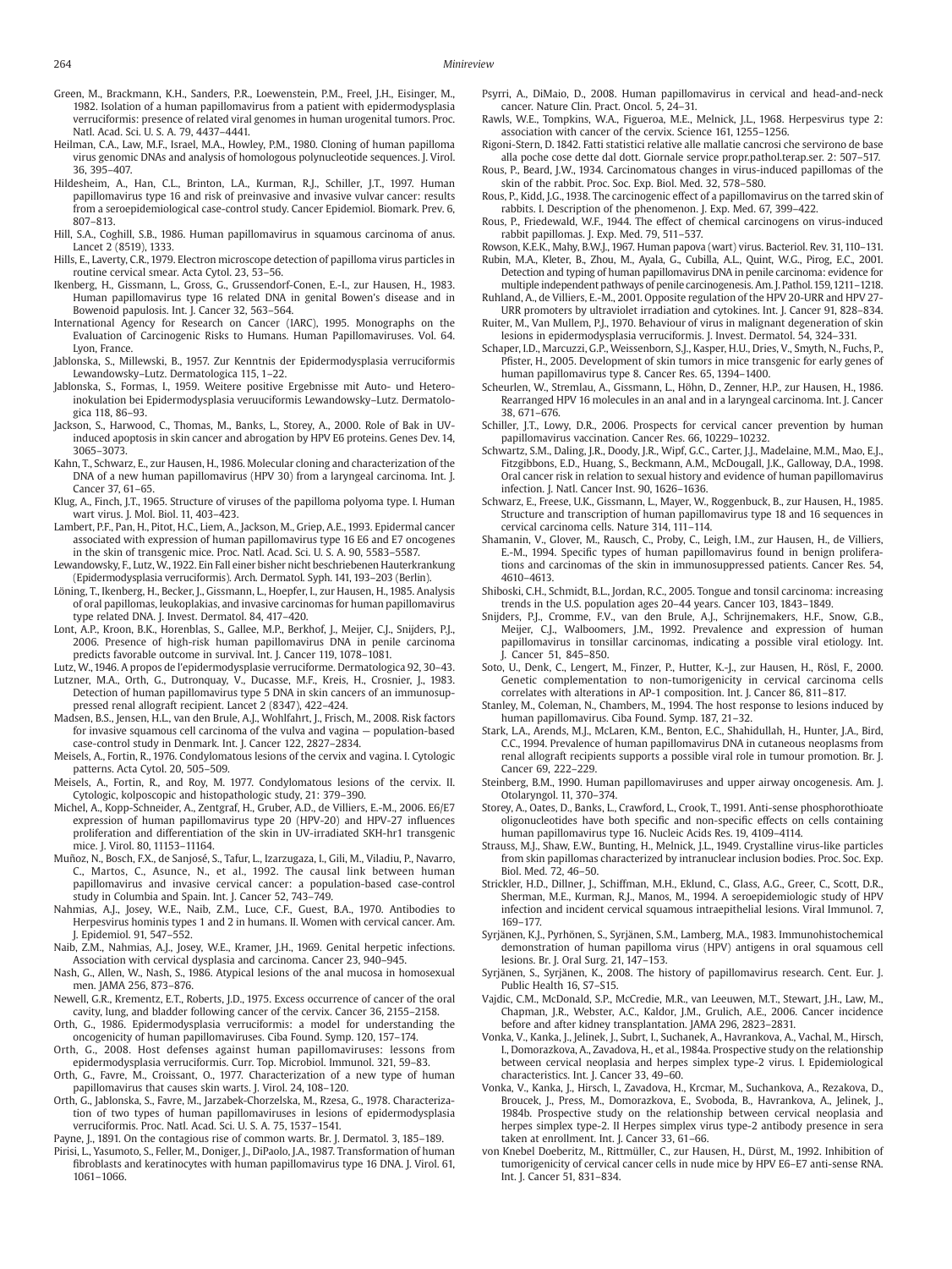Green, M., Brackmann, K.H., Sanders, P.R., Loewenstein, P.M., Freel, J.H., Eisinger, M., 1982. Isolation of a human papillomavirus from a patient with epidermodysplasia verruciformis: presence of related viral genomes in human urogenital tumors. Proc. Natl. Acad. Sci. U. S. A. 79, 4437–4441.

Heilman, C.A., Law, M.F., Israel, M.A., Howley, P.M., 1980. Cloning of human papilloma virus genomic DNAs and analysis of homologous polynucleotide sequences. J. Virol. 36, 395–407.

Hildesheim, A., Han, C.L., Brinton, L.A., Kurman, R.J., Schiller, J.T., 1997. Human papillomavirus type 16 and risk of preinvasive and invasive vulvar cancer: results from a seroepidemiological case-control study. Cancer Epidemiol. Biomark. Prev. 6, 807–813.

Hill, S.A., Coghill, S.B., 1986. Human papillomavirus in squamous carcinoma of anus. Lancet 2 (8519), 1333.

Hills, E., Laverty, C.R., 1979. Electron microscope detection of papilloma virus particles in routine cervical smear. Acta Cytol. 23, 53–56.

Ikenberg, H., Gissmann, L., Gross, G., Grussendorf-Conen, E.-I., zur Hausen, H., 1983. Human papillomavirus type 16 related DNA in genital Bowen's disease and in Bowenoid papulosis. Int. J. Cancer 32, 563–564.

International Agency for Research on Cancer (IARC), 1995. Monographs on the Evaluation of Carcinogenic Risks to Humans. Human Papillomaviruses. Vol. 64. Lyon, France.

Jablonska, S., Millewski, B., 1957. Zur Kenntnis der Epidermodysplasia verruciformis Lewandowsky–Lutz. Dermatologica 115, 1–22.

Jablonska, S., Formas, I., 1959. Weitere positive Ergebnisse mit Auto- und Heteroinokulation bei Epidermodysplasia veruuciformis Lewandowsky–Lutz. Dermatologica 118, 86–93.

Jackson, S., Harwood, C., Thomas, M., Banks, L., Storey, A., 2000. Role of Bak in UV-induced apoptosis in skin cancer and abrogation by HPV E6 proteins. Genes Dev. 14, 3065–3073.

Kahn, T., Schwarz, E., zur Hausen, H., 1986. Molecular cloning and characterization of the DNA of a new human papillomavirus (HPV 30) from a laryngeal carcinoma. Int. J. Cancer 37, 61–65.

Klug, A., Finch, J.T., 1965. Structure of viruses of the papilloma polyoma type. I. Human wart virus. J. Mol. Biol. 11, 403–423.

Lambert, P.F., Pan, H., Pitot, H.C., Liem, A., Jackson, M., Griep, A.E., 1993. Epidermal cancer associated with expression of human papillomavirus type 16 E6 and E7 oncogenes in the skin of transgenic mice. Proc. Natl. Acad. Sci. U. S. A. 90, 5583–5587.

Lewandowsky, F., Lutz, W., 1922. Ein Fall einer bisher nicht beschriebenen Hauterkrankung (Epidermodysplasia verruciformis). Arch. Dermatol. Syph. 141, 193–203 (Berlin).

Löning, T., Ikenberg, H., Becker, J., Gissmann, L., Hoepfer, I., zur Hausen, H., 1985. Analysis of oral papillomas, leukoplakias, and invasive carcinomas for human papillomavirus type related DNA. J. Invest. Dermatol. 84, 417–420.

Lont, A.P., Kroon, B.K., Horenblas, S., Gallee, M.P., Berkhof, J., Meijer, C.J., Snijders, P.J., 2006. Presence of high-risk human papillomavirus DNA in penile carcinoma predicts favorable outcome in survival. Int. J. Cancer 119, 1078–1081.

Lutz, W., 1946. A propos de l'epidermodysplasie verruciforme. Dermatologica 92, 30–43.

Lutzner, M.A., Orth, G., Dutronquay, V., Ducasse, M.F., Kreis, H., Crosnier, J., 1983. Detection of human papillomavirus type 5 DNA in skin cancers of an immunosuppressed renal allograft recipient. Lancet 2 (8347), 422–424.

Madsen, B.S., Jensen, H.L., van den Brule, A.J., Wohlfahrt, J., Frisch, M., 2008. Risk factors for invasive squamous cell carcinoma of the vulva and vagina — population-based case-control study in Denmark. Int. J. Cancer 122, 2827–2834.

Meisels, A., Fortin, R., 1976. Condylomatous lesions of the cervix and vagina. I. Cytologic patterns. Acta Cytol. 20, 505–509.

Meisels, A., Fortin, R., and Roy, M. 1977. Condylomatous lesions of the cervix. II. Cytologic, kolposcopic and histopathologic study, 21: 379–390.

Michel, A., Kopp-Schneider, A., Zentgraf, H., Gruber, A.D., de Villiers, E.-M., 2006. E6/E7 expression of human papillomavirus type 20 (HPV-20) and HPV-27 influences proliferation and differentiation of the skin in UV-irradiated SKH-hr1 transgenic mice. J. Virol. 80, 11153–11164.

Muñoz, N., Bosch, F.X., de Sanjosé, S., Tafur, L., Izarzugaza, I., Gili, M., Viladiu, P., Navarro, C., Martos, C., Asunce, N., et al., 1992. The causal link between human papillomavirus and invasive cervical cancer: a population-based case-control study in Columbia and Spain. Int. J. Cancer 52, 743–749.

Nahmias, A.J., Josey, W.E., Naib, Z.M., Luce, C.F., Guest, B.A., 1970. Antibodies to Herpesvirus hominis types 1 and 2 in humans. II. Women with cervical cancer. Am. J. Epidemiol. 91, 547–552.

Naib, Z.M., Nahmias, A.J., Josey, W.E., Kramer, J.H., 1969. Genital herpetic infections. Association with cervical dysplasia and carcinoma. Cancer 23, 940–945.

Nash, G., Allen, W., Nash, S., 1986. Atypical lesions of the anal mucosa in homosexual men. JAMA 256, 873–876.

Newell, G.R., Krementz, E.T., Roberts, J.D., 1975. Excess occurrence of cancer of the oral cavity, lung, and bladder following cancer of the cervix. Cancer 36, 2155–2158.

Orth, G., 1986. Epidermodysplasia verruciformis: a model for understanding the oncogenicity of human papillomaviruses. Ciba Found. Symp. 120, 157–174.

Orth, G., 2008. Host defenses against human papillomaviruses: lessons from epidermodysplasia verruciformis. Curr. Top. Microbiol. Immunol. 321, 59–83.

Orth, G., Favre, M., Croissant, O., 1977. Characterization of a new type of human papillomavirus that causes skin warts. J. Virol. 24, 108–120.

Orth, G., Jablonska, S., Favre, M., Jarzabek-Chorzelska, M., Rzesa, G., 1978. Characterization of two types of human papillomaviruses in lesions of epidermodysplasia verruciformis. Proc. Natl. Acad. Sci. U. S. A. 75, 1537–1541.

Payne, J., 1891. On the contagious rise of common warts. Br. J. Dermatol. 3, 185–189.

Pirisi, L., Yasumoto, S., Feller, M., Doniger, J., DiPaolo, J.A., 1987. Transformation of human fibroblasts and keratinocytes with human papillomavirus type 16 DNA. J. Virol. 61, 1061–1066.

Psyrri, A., DiMaio, D., 2008. Human papillomavirus in cervical and head-and-neck cancer. Nature Clin. Pract. Oncol. 5, 24–31.

Rawls, W.E., Tompkins, W.A., Figueroa, M.E., Melnick, J.L., 1968. Herpesvirus type 2: association with cancer of the cervix. Science 161, 1255–1256.

Rigoni-Stern, D. 1842. Fatti statistici relative alle mallatie cancrosi che servirono de base alla poche cose dette dal dott. Giornale service propr.pathol.terap.ser. 2: 507–517.

Rous, P., Beard, J.W., 1934. Carcinomatous changes in virus-induced papillomas of the skin of the rabbit. Proc. Soc. Exp. Biol. Med. 32, 578–580.

Rous, P., Kidd, J.G., 1938. The carcinogenic effect of a papillomavirus on the tarred skin of rabbits. I. Description of the phenomenon. J. Exp. Med. 67, 399–422.

Rous, P., Friedewald, W.F., 1944. The effect of chemical carcinogens on virus-induced rabbit papillomas. J. Exp. Med. 79, 511–537.

Rowson, K.E.K., Mahy, B.W.J., 1967. Human papova (wart) virus. Bacteriol. Rev. 31, 110–131.

Rubin, M.A., Kleter, B., Zhou, M., Ayala, G., Cubilla, A.L., Quint, W.G., Pirog, E.C., 2001. Detection and typing of human papillomavirus DNA in penile carcinoma: evidence for multiple independent pathways of penile carcinogenesis. Am. J. Pathol. 159, 1211–1218.

Ruhland, A., de Villiers, E.-M., 2001. Opposite regulation of the HPV 20-URR and HPV 27-URR promoters by ultraviolet irradiation and cytokines. Int. J. Cancer 91, 828–834.

Ruiter, M., Van Mullem, P.J., 1970. Behaviour of virus in malignant degeneration of skin lesions in epidermodysplasia verruciformis. J. Invest. Dermatol. 54, 324–331.

Schaper, I.D., Marcuzzi, G.P., Weissenborn, S.J., Kasper, H.U., Dries, V., Smyth, N., Fuchs, P., Pfister, H., 2005. Development of skin tumors in mice transgenic for early genes of human papillomavirus type 8. Cancer Res. 65, 1394–1400.

Scheurlen, W., Stremlau, A., Gissmann, L., Höhn, D., Zenner, H.P., zur Hausen, H., 1986. Rearranged HPV 16 molecules in an anal and in a laryngeal carcinoma. Int. J. Cancer 38, 671–676.

Schiller, J.T., Lowy, D.R., 2006. Prospects for cervical cancer prevention by human papillomavirus vaccination. Cancer Res. 66, 10229–10232.

Schwartz, S.M., Daling, J.R., Doody, J.R., Wipf, G.C., Carter, J.J., Madeleine, M.M., Mao, E.J., Fitzgibbons, E.D., Huang, S., Beckmann, A.M., McDougall, J.K., Galloway, D.A., 1998. Oral cancer risk in relation to sexual history and evidence of human papillomavirus infection. J. Natl. Cancer Inst. 90, 1626–1636.

Schwarz, E., Freese, U.K., Gissmann, L., Mayer, W., Roggenbuck, B., zur Hausen, H., 1985. Structure and transcription of human papillomavirus type 18 and 16 sequences in cervical carcinoma cells. Nature 314, 111–114.

Shamanin, V., Glover, M., Rausch, C., Proby, C., Leigh, I.M., zur Hausen, H., de Villiers, E.-M., 1994. Specific types of human papillomavirus found in benign proliferations and carcinomas of the skin in immunosuppressed patients. Cancer Res. 54, 4610–4613.

Shiboski, C.H., Schmidt, B.L., Jordan, R.C., 2005. Tongue and tonsil carcinoma: increasing trends in the U.S. population ages 20–44 years. Cancer 103, 1843–1849.

Snijders, P.J., Cromme, F.V., van den Brule, A.J., Schrijnemakers, H.F., Snow, G.B., Meijer, C.J., Walboomers, J.M., 1992. Prevalence and expression of human papillomavirus in tonsillar carcinomas, indicating a possible viral etiology. Int. J. Cancer 51, 845–850.

Soto, U., Denk, C., Lengert, M., Finzer, P., Hutter, K.-J., zur Hausen, H., Rösl, F., 2000. Genetic complementation to non-tumorigenicity in cervical carcinoma cells correlates with alterations in AP-1 composition. Int. J. Cancer 86, 811–817.

Stanley, M., Coleman, N., Chambers, M., 1994. The host response to lesions induced by human papillomavirus. Ciba Found. Symp. 187, 21–32.

Stark, L.A., Arends, M.J., McLaren, K.M., Benton, E.C., Shahidullah, H., Hunter, J.A., Bird, C.C., 1994. Prevalence of human papillomavirus DNA in cutaneous neoplasms from renal allograft recipients supports a possible viral role in tumour promotion. Br. J. Cancer 69, 222–229.

Steinberg, B.M., 1990. Human papillomaviruses and upper airway oncogenesis. Am. J. Otolaryngol. 11, 370–374.

Storey, A., Oates, D., Banks, L., Crawford, L., Crook, T., 1991. Anti-sense phosphorothioate oligonucleotides have both specific and non-specific effects on cells containing human papillomavirus type 16. Nucleic Acids Res. 19, 4109–4114.

Strauss, M.J., Shaw, E.W., Bunting, H., Melnick, J.L., 1949. Crystalline virus-like particles from skin papillomas characterized by intranuclear inclusion bodies. Proc. Soc. Exp. Biol. Med. 72, 46–50.

Strickler, H.D., Dillner, J., Schiffman, M.H., Eklund, C., Glass, A.G., Greer, C., Scott, D.R., Sherman, M.E., Kurman, R.J., Manos, M., 1994. A seroepidemiologic study of HPV infection and incident cervical squamous intraepithelial lesions. Viral Immunol. 7, 169–177.

Syrjänen, K.J., Pyrhönen, S., Syrjänen, S.M., Lamberg, M.A., 1983. Immunohistochemical demonstration of human papilloma virus (HPV) antigens in oral squamous cell lesions. Br. J. Oral Surg. 21, 147–153.

Syrjänen, S., Syrjänen, K., 2008. The history of papillomavirus research. Cent. Eur. J. Public Health 16, S7–S15.

Vajdic, C.M., McDonald, S.P., McCredie, M.R., van Leeuwen, M.T., Stewart, J.H., Law, M., Chapman, J.R., Webster, A.C., Kaldor, J.M., Grulich, A.E., 2006. Cancer incidence before and after kidney transplantation. JAMA 296, 2823–2831.

Vonka, V., Kanka, J., Jelinek, J., Subrt, I., Suchanek, A., Havrankova, A., Vachal, M., Hirsch, I., Domorazkova, A., Zavadova, H., et al., 1984a. Prospective study on the relationship between cervical neoplasia and herpes simplex type-2 virus. I. Epidemiological characteristics. Int. J. Cancer 33, 49–60.

Vonka, V., Kanka, J., Hirsch, I., Zavadova, H., Krcmar, M., Suchankova, A., Rezakova, D., Broucek, J., Press, M., Domorazkova, E., Svoboda, B., Havrankova, A., Jelinek, J., 1984b. Prospective study on the relationship between cervical neoplasia and herpes simplex type-2. II Herpes simplex virus type-2 antibody presence in sera taken at enrollment. Int. J. Cancer 33, 61–66.

von Knebel Doeberitz, M., Rittmüller, C., zur Hausen, H., Dürst, M., 1992. Inhibition of tumorigenicity of cervical cancer cells in nude mice by HPV E6–E7 anti-sense RNA. Int. J. Cancer 51, 831–834.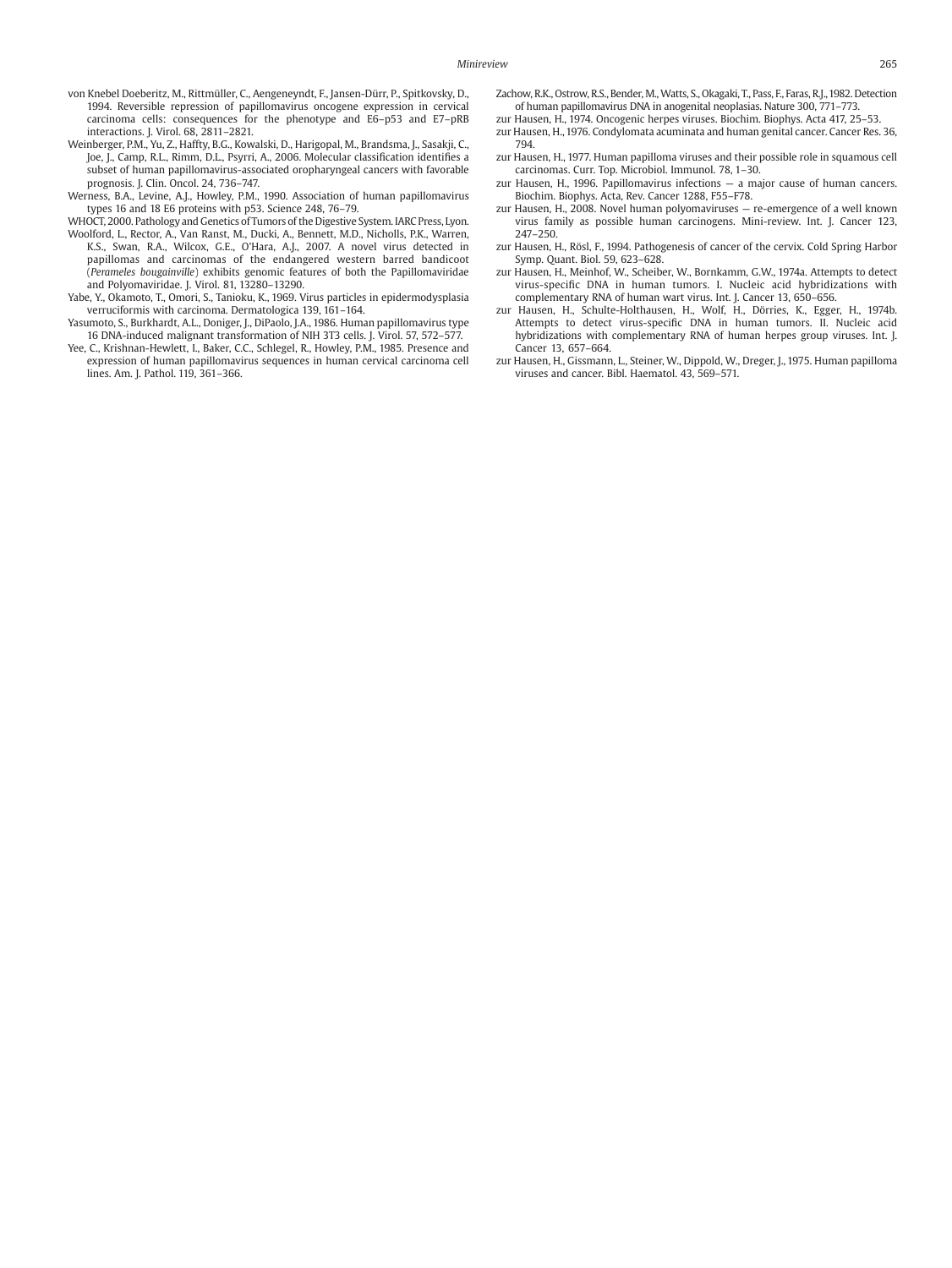von Knebel Doeberitz, M., Rittmüller, C., Aengeneyndt, F., Jansen-Dürr, P., Spitkovsky, D., 1994. Reversible repression of papillomavirus oncogene expression in cervical carcinoma cells: consequences for the phenotype and E6–p53 and E7–pRB interactions. J. Virol. 68, 2811–2821.

Weinberger, P.M., Yu, Z., Haffty, B.G., Kowalski, D., Harigopal, M., Brandsma, J., Sasakji, C., Joe, J., Camp, R.L., Rimm, D.L., Psyrri, A., 2006. Molecular classification identifies a subset of human papillomavirus-associated oropharyngeal cancers with favorable prognosis. J. Clin. Oncol. 24, 736–747.

Werness, B.A., Levine, A.J., Howley, P.M., 1990. Association of human papillomavirus types 16 and 18 E6 proteins with p53. Science 248, 76–79.

WHOCT, 2000. Pathology and Genetics of Tumors of the Digestive System. IARC Press, Lyon.

Woolford, L., Rector, A., Van Ranst, M., Ducki, A., Bennett, M.D., Nicholls, P.K., Warren, K.S., Swan, R.A., Wilcox, G.E., O'Hara, A.J., 2007. A novel virus detected in papillomas and carcinomas of the endangered western barred bandicoot (*Perameles bougainville*) exhibits genomic features of both the Papillomaviridae and Polyomaviridae. J. Virol. 81, 13280–13290.

Yabe, Y., Okamoto, T., Omori, S., Tanioku, K., 1969. Virus particles in epidermodysplasia verruciformis with carcinoma. Dermatologica 139, 161–164.

Yasumoto, S., Burkhardt, A.L., Doniger, J., DiPaolo, J.A., 1986. Human papillomavirus type 16 DNA-induced malignant transformation of NIH 3T3 cells. J. Virol. 57, 572–577.

Yee, C., Krishnan-Hewlett, I., Baker, C.C., Schlegel, R., Howley, P.M., 1985. Presence and expression of human papillomavirus sequences in human cervical carcinoma cell lines. Am. J. Pathol. 119, 361–366.

Zachow, R.K., Ostrow, R.S., Bender, M., Watts, S., Okagaki, T., Pass, F., Faras, R.J., 1982. Detection of human papillomavirus DNA in anogenital neoplasias. Nature 300, 771–773.

zur Hausen, H., 1974. Oncogenic herpes viruses. Biochim. Biophys. Acta 417, 25–53.

zur Hausen, H., 1976. Condylomata acuminata and human genital cancer. Cancer Res. 36, 794.

zur Hausen, H., 1977. Human papilloma viruses and their possible role in squamous cell carcinomas. Curr. Top. Microbiol. Immunol. 78, 1–30.

zur Hausen, H., 1996. Papillomavirus infections — a major cause of human cancers. Biochim. Biophys. Acta, Rev. Cancer 1288, F55–F78.

zur Hausen, H., 2008. Novel human polyomaviruses — re-emergence of a well known virus family as possible human carcinogens. Mini-review. Int. J. Cancer 123, 247–250.

zur Hausen, H., Rösl, F., 1994. Pathogenesis of cancer of the cervix. Cold Spring Harbor Symp. Quant. Biol. 59, 623–628.

zur Hausen, H., Meinhof, W., Scheiber, W., Bornkamm, G.W., 1974a. Attempts to detect virus-specific DNA in human tumors. I. Nucleic acid hybridizations with complementary RNA of human wart virus. Int. J. Cancer 13, 650–656.

zur Hausen, H., Schulte-Holthausen, H., Wolf, H., Dörries, K., Egger, H., 1974b. Attempts to detect virus-specific DNA in human tumors. II. Nucleic acid hybridizations with complementary RNA of human herpes group viruses. Int. J. Cancer 13, 657–664.

zur Hausen, H., Gissmann, L., Steiner, W., Dippold, W., Dreger, J., 1975. Human papilloma viruses and cancer. Bibl. Haematol. 43, 569–571.